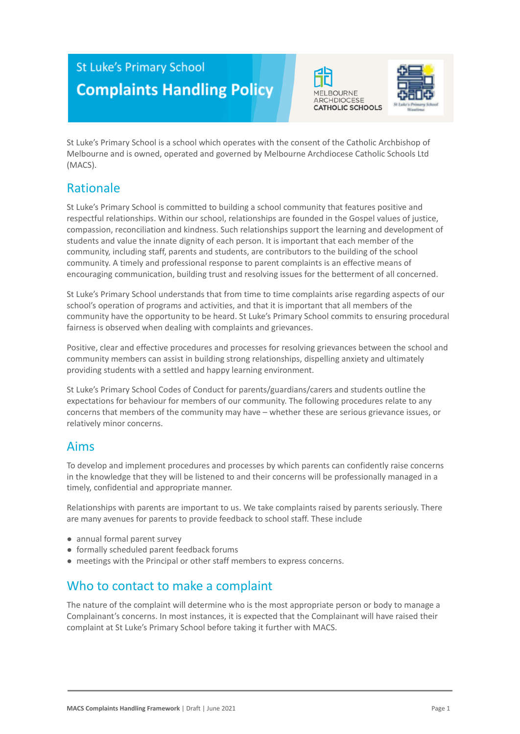St Luke's Primary School

# Complaints Handling Policy

St Luke's Primary School is a school which operates with the consent of the Catholic Archbishop of Melbourne and is owned, operated and governed by Melbourne Archdiocese Catholic Schools Ltd (MACS).

## Rationale

St Luke's Primary School is committed to building a school community that features positive and respectful relationships. Within our school, relationships are founded in the Gospel values of justice, compassion, reconciliation and kindness. Such relationships support the learning and development of students and value the innate dignity of each person. It is important that each member of the community, including staff, parents and students, are contributors to the building of the school community. A timely and professional response to parent complaints is an effective means of encouraging communication, building trust and resolving issues for the betterment of all concerned.

St Luke's Primary School understands that from time to time complaints arise regarding aspects of our school's operation of programs and activities, and that it is important that all members of the community have the opportunity to be heard. St Luke's Primary School commits to ensuring procedural fairness is observed when dealing with complaints and grievances.

Positive, clear and effective procedures and processes for resolving grievances between the school and community members can assist in building strong relationships, dispelling anxiety and ultimately providing students with a settled and happy learning environment.

St Luke's Primary School Codes of Conduct for parents/guardians/carers and students outline the expectations for behaviour for members of our community. The following procedures relate to any concerns that members of the community may have – whether these are serious grievance issues, or relatively minor concerns.

## Aims

To develop and implement procedures and processes by which parents can confidently raise concerns in the knowledge that they will be listened to and their concerns will be professionally managed in a timely, confidential and appropriate manner.

Relationships with parents are important to us. We take complaints raised by parents seriously. There are many avenues for parents to provide feedback to school staff. These include

- annual formal parent survey
- formally scheduled parent feedback forums
- meetings with the Principal or other staff members to express concerns.

## Who to contact to make a complaint

The nature of the complaint will determine who is the most appropriate person or body to manage a Complainant's concerns. In most instances, it is expected that the Complainant will have raised their complaint at St Luke's Primary School before taking it further with MACS.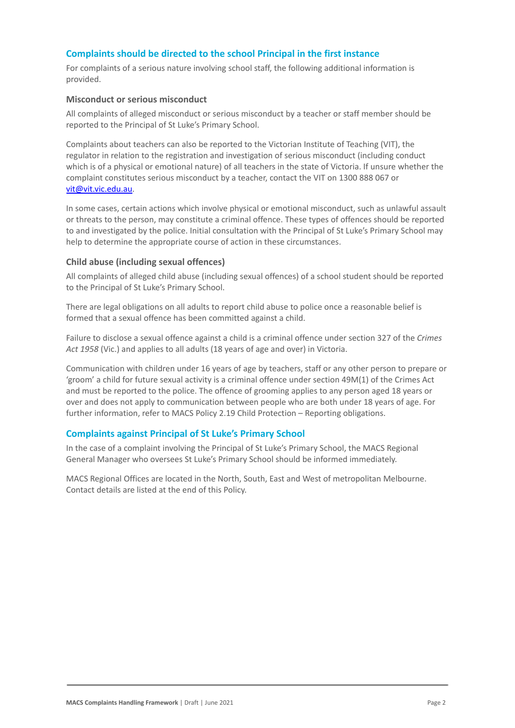## Complaints should be directed to the school Principal in the first instance

For complaints of a serious nature involving school staff, the following additional information is provided.

### Misconduct or serious misconduct

All complaints of alleged misconduct or serious misconduct by a teacher or staff member should be reported to the Principal of St Luke's Primary School.

Complaints about teachers can also be reported to the Victorian Institute of Teaching (VIT), the regulator in relation to the registration and investigation of serious misconduct (including conduct which is of a physical or emotional nature) of all teachers in the state of Victoria. If unsure whether the complaint constitutes serious misconduct by a teacher, contact the VIT on 1300 888 067 or vit@vit.vic.edu.au.

In some cases, certain actions which involve physical or emotional misconduct, such as unlawful assault or threats to the person, may constitute a criminal offence. These types of offences should be reported to and investigated by the police. Initial consultation with the Principal of St Luke's Primary School may help to determine the appropriate course of action in these circumstances.

### Child abuse (including sexual offences)

All complaints of alleged child abuse (including sexual offences) of a school student should be reported to the Principal of St Luke's Primary School.

There are legal obligations on all adults to report child abuse to police once a reasonable belief is formed that a sexual offence has been committed against a child.

Failure to disclose a sexual offence against a child is a criminal offence under section 327 of the *Crimes Act 1958* (Vic.) and applies to all adults (18 years of age and over) in Victoria.

Communication with children under 16 years of age by teachers, staff or any other person to prepare or 'groom' a child for future sexual activity is a criminal offence under section 49M(1) of the Crimes Act and must be reported to the police. The offence of grooming applies to any person aged 18 years or over and does not apply to communication between people who are both under 18 years of age. For further information, refer to MACS Policy 2.19 Child Protection – Reporting obligations.

## Complaints against Principal of St Luke's Primary School

In the case of a complaint involving the Principal of St Luke's Primary School, the MACS Regional General Manager who oversees St Luke's Primary School should be informed immediately.

MACS Regional Offices are located in the North, South, East and West of metropolitan Melbourne. Contact details are listed at the end of this Policy.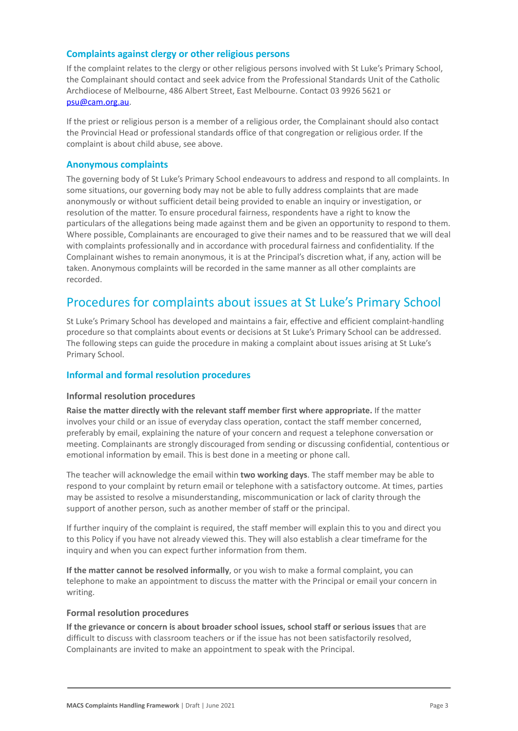### Complaints against clergy or other religious persons

If the complaint relates to the clergy or other religious persons involved with St Luke's Primary School, the Complainant should contact and seek advice from the Professional Standards Unit of the Catholic Archdiocese of Melbourne, 486 Albert Street, East Melbourne. Contact 03 9926 5621 or psu@cam.org.au.

If the priest or religious person is a member of a religious order, the Complainant should also contact the Provincial Head or professional standards office of that congregation or religious order. If the complaint is about child abuse, see above.

### Anonymous complaints

The governing body of St Luke's Primary School endeavours to address and respond to all complaints. In some situations, our governing body may not be able to fully address complaints that are made anonymously or without sufficient detail being provided to enable an inquiry or investigation, or resolution of the matter. To ensure procedural fairness, respondents have a right to know the particulars of the allegations being made against them and be given an opportunity to respond to them. Where possible, Complainants are encouraged to give their names and to be reassured that we will deal with complaints professionally and in accordance with procedural fairness and confidentiality. If the Complainant wishes to remain anonymous, it is at the Principal's discretion what, if any, action will be taken. Anonymous complaints will be recorded in the same manner as all other complaints are recorded.

## Procedures for complaints about issues at St Luke's Primary School

St Luke's Primary School has developed and maintains a fair, effective and efficient complaint-handling procedure so that complaints about events or decisions at St Luke's Primary School can be addressed. The following steps can guide the procedure in making a complaint about issues arising at St Luke's Primary School.

### Informal and formal resolution procedures

#### Informal resolution procedures

**Raise the matter directly with the relevant staff member first where appropriate.** If the matter involves your child or an issue of everyday class operation, contact the staff member concerned, preferably by email, explaining the nature of your concern and request a telephone conversation or meeting. Complainants are strongly discouraged from sending or discussing confidential, contentious or emotional information by email. This is best done in a meeting or phone call.

The teacher will acknowledge the email within **two working days**. The staff member may be able to respond to your complaint by return email or telephone with a satisfactory outcome. At times, parties may be assisted to resolve a misunderstanding, miscommunication or lack of clarity through the support of another person, such as another member of staff or the principal.

If further inquiry of the complaint is required, the staff member will explain this to you and direct you to this Policy if you have not already viewed this. They will also establish a clear timeframe for the inquiry and when you can expect further information from them.

**If the matter cannot be resolved informally**, or you wish to make a formal complaint, you can telephone to make an appointment to discuss the matter with the Principal or email your concern in writing.

#### Formal resolution procedures

**If the grievance or concern is about broader school issues, school staff or serious issues** that are difficult to discuss with classroom teachers or if the issue has not been satisfactorily resolved, Complainants are invited to make an appointment to speak with the Principal.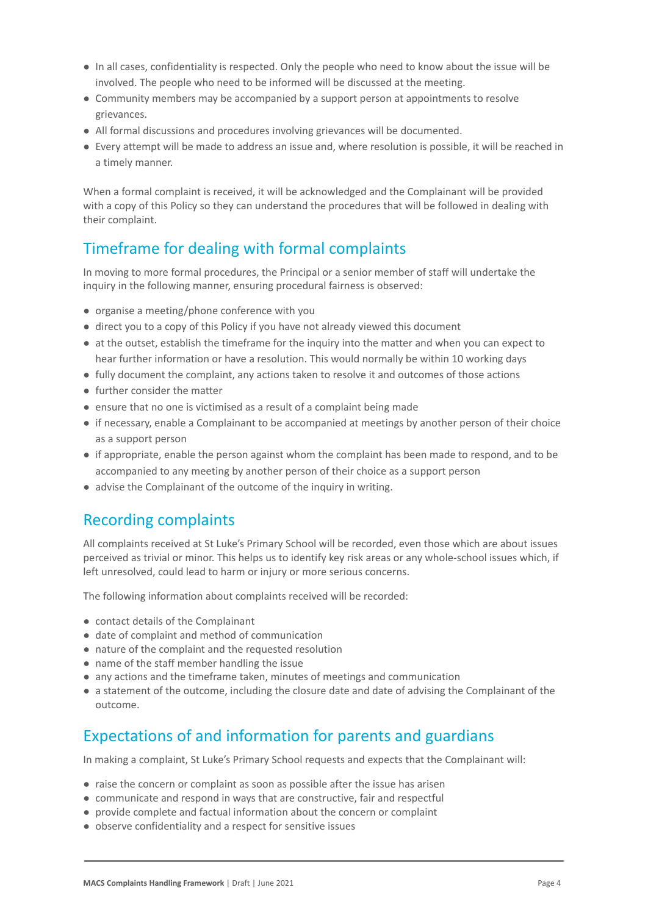- In all cases, confidentiality is respected. Only the people who need to know about the issue will be involved. The people who need to be informed will be discussed at the meeting.
- Community members may be accompanied by a support person at appointments to resolve grievances.
- All formal discussions and procedures involving grievances will be documented.
- Every attempt will be made to address an issue and, where resolution is possible, it will be reached in a timely manner.

When a formal complaint is received, it will be acknowledged and the Complainant will be provided with a copy of this Policy so they can understand the procedures that will be followed in dealing with their complaint.

## Timeframe for dealing with formal complaints

In moving to more formal procedures, the Principal or a senior member of staff will undertake the inquiry in the following manner, ensuring procedural fairness is observed:

- organise a meeting/phone conference with you
- direct you to a copy of this Policy if you have not already viewed this document
- at the outset, establish the timeframe for the inquiry into the matter and when you can expect to hear further information or have a resolution. This would normally be within 10 working days
- fully document the complaint, any actions taken to resolve it and outcomes of those actions
- further consider the matter
- ensure that no one is victimised as a result of a complaint being made
- if necessary, enable a Complainant to be accompanied at meetings by another person of their choice as a support person
- if appropriate, enable the person against whom the complaint has been made to respond, and to be accompanied to any meeting by another person of their choice as a support person
- advise the Complainant of the outcome of the inquiry in writing.

## Recording complaints

All complaints received at St Luke's Primary School will be recorded, even those which are about issues perceived as trivial or minor. This helps us to identify key risk areas or any whole-school issues which, if left unresolved, could lead to harm or injury or more serious concerns.

The following information about complaints received will be recorded:

- contact details of the Complainant
- date of complaint and method of communication
- nature of the complaint and the requested resolution
- name of the staff member handling the issue
- any actions and the timeframe taken, minutes of meetings and communication
- a statement of the outcome, including the closure date and date of advising the Complainant of the outcome.

## Expectations of and information for parents and guardians

In making a complaint, St Luke's Primary School requests and expects that the Complainant will:

- raise the concern or complaint as soon as possible after the issue has arisen
- communicate and respond in ways that are constructive, fair and respectful
- provide complete and factual information about the concern or complaint
- observe confidentiality and a respect for sensitive issues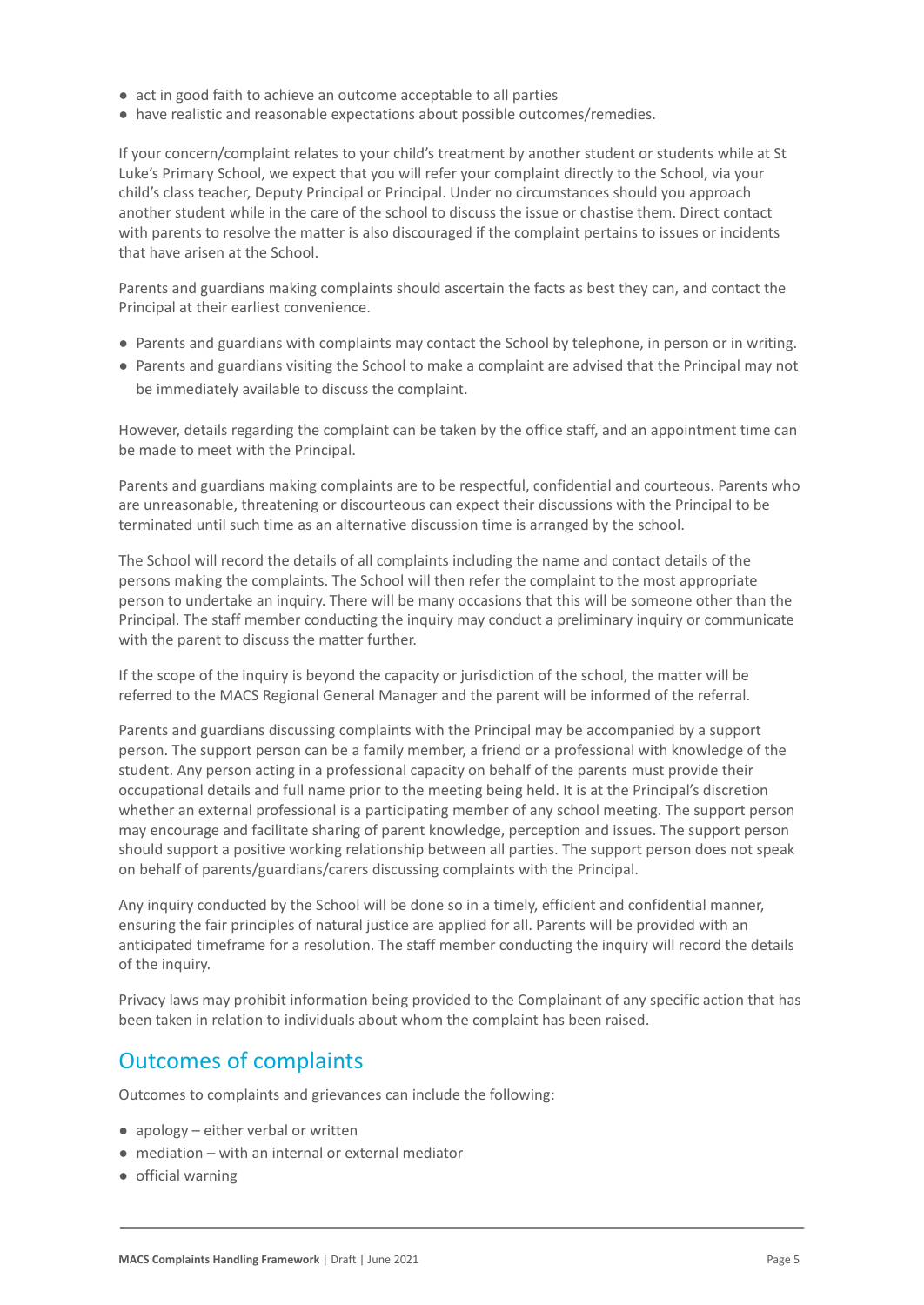- act in good faith to achieve an outcome acceptable to all parties
- have realistic and reasonable expectations about possible outcomes/remedies.

If your concern/complaint relates to your child's treatment by another student or students while at St Luke's Primary School, we expect that you will refer your complaint directly to the School, via your child's class teacher, Deputy Principal or Principal. Under no circumstances should you approach another student while in the care of the school to discuss the issue or chastise them. Direct contact with parents to resolve the matter is also discouraged if the complaint pertains to issues or incidents that have arisen at the School.

Parents and guardians making complaints should ascertain the facts as best they can, and contact the Principal at their earliest convenience.

- Parents and guardians with complaints may contact the School by telephone, in person or in writing.
- Parents and guardians visiting the School to make a complaint are advised that the Principal may not be immediately available to discuss the complaint.

However, details regarding the complaint can be taken by the office staff, and an appointment time can be made to meet with the Principal.

Parents and guardians making complaints are to be respectful, confidential and courteous. Parents who are unreasonable, threatening or discourteous can expect their discussions with the Principal to be terminated until such time as an alternative discussion time is arranged by the school.

The School will record the details of all complaints including the name and contact details of the persons making the complaints. The School will then refer the complaint to the most appropriate person to undertake an inquiry. There will be many occasions that this will be someone other than the Principal. The staff member conducting the inquiry may conduct a preliminary inquiry or communicate with the parent to discuss the matter further.

If the scope of the inquiry is beyond the capacity or jurisdiction of the school, the matter will be referred to the MACS Regional General Manager and the parent will be informed of the referral.

Parents and guardians discussing complaints with the Principal may be accompanied by a support person. The support person can be a family member, a friend or a professional with knowledge of the student. Any person acting in a professional capacity on behalf of the parents must provide their occupational details and full name prior to the meeting being held. It is at the Principal's discretion whether an external professional is a participating member of any school meeting. The support person may encourage and facilitate sharing of parent knowledge, perception and issues. The support person should support a positive working relationship between all parties. The support person does not speak on behalf of parents/guardians/carers discussing complaints with the Principal.

Any inquiry conducted by the School will be done so in a timely, efficient and confidential manner, ensuring the fair principles of natural justice are applied for all. Parents will be provided with an anticipated timeframe for a resolution. The staff member conducting the inquiry will record the details of the inquiry.

Privacy laws may prohibit information being provided to the Complainant of any specific action that has been taken in relation to individuals about whom the complaint has been raised.

## Outcomes of complaints

Outcomes to complaints and grievances can include the following:

- apology – either verbal or written
- mediation – with an internal or external mediator
- official warning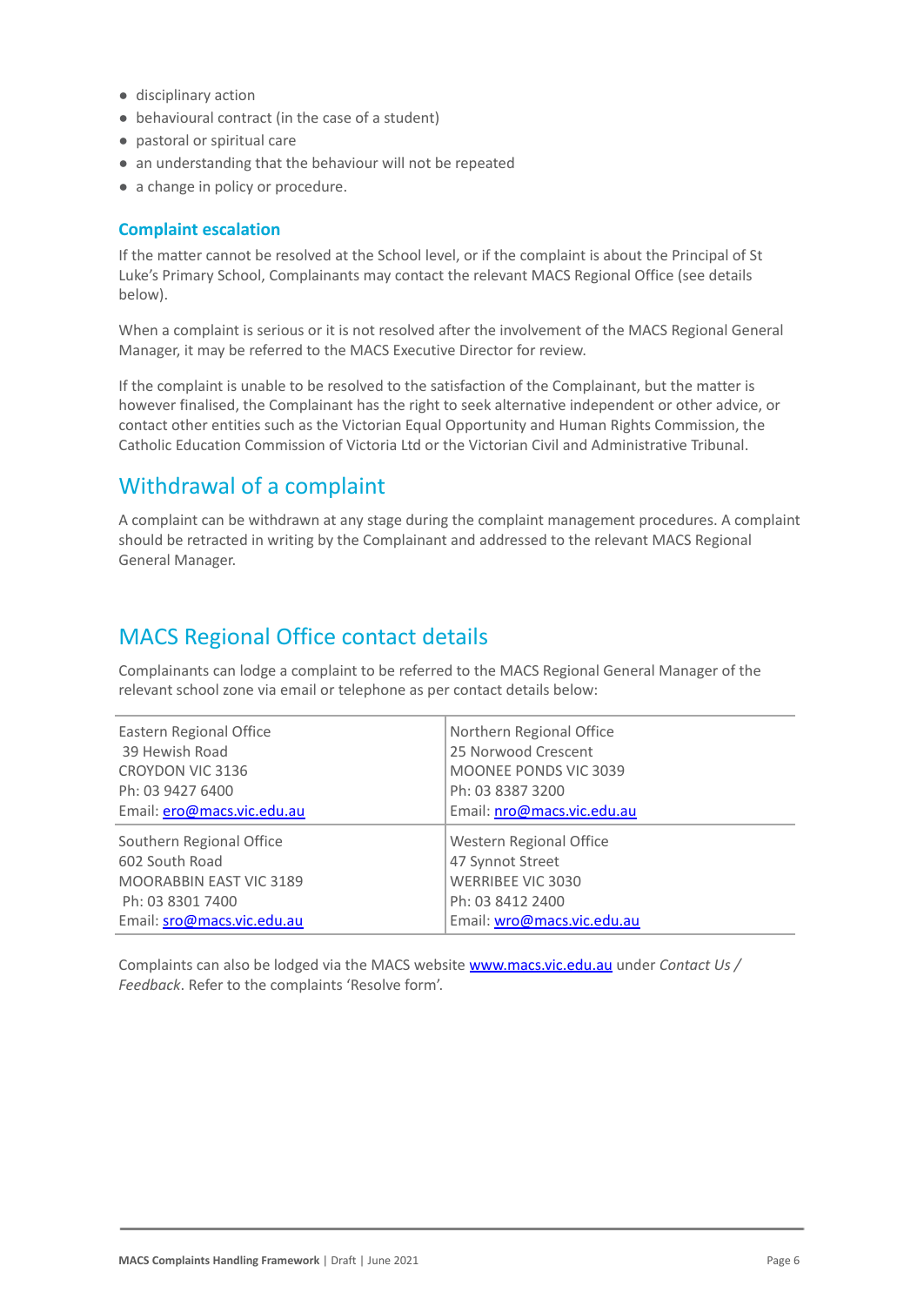- disciplinary action
- behavioural contract (in the case of a student)
- pastoral or spiritual care
- an understanding that the behaviour will not be repeated
- a change in policy or procedure.

### Complaint escalation

If the matter cannot be resolved at the School level, or if the complaint is about the Principal of St Luke's Primary School, Complainants may contact the relevant MACS Regional Office (see details below).

When a complaint is serious or it is not resolved after the involvement of the MACS Regional General Manager, it may be referred to the MACS Executive Director for review.

If the complaint is unable to be resolved to the satisfaction of the Complainant, but the matter is however finalised, the Complainant has the right to seek alternative independent or other advice, or contact other entities such as the Victorian Equal Opportunity and Human Rights Commission, the Catholic Education Commission of Victoria Ltd or the Victorian Civil and Administrative Tribunal.

## Withdrawal of a complaint

A complaint can be withdrawn at any stage during the complaint management procedures. A complaint should be retracted in writing by the Complainant and addressed to the relevant MACS Regional General Manager.

## MACS Regional Office contact details

Complainants can lodge a complaint to be referred to the MACS Regional General Manager of the relevant school zone via email or telephone as per contact details below:

| | |
|---|---|
| Eastern Regional Office<br>39 Hewish Road<br>CROYDON VIC 3136<br>Ph: 03 9427 6400<br>Email: ero@macs.vic.edu.au | Northern Regional Office<br>25 Norwood Crescent<br>MOONEE PONDS VIC 3039<br>Ph: 03 8387 3200<br>Email: nro@macs.vic.edu.au |
| Southern Regional Office<br>602 South Road<br>MOORABBIN EAST VIC 3189<br>Ph: 03 8301 7400<br>Email: sro@macs.vic.edu.au | Western Regional Office<br>47 Synnot Street<br>WERRIBEE VIC 3030<br>Ph: 03 8412 2400<br>Email: wro@macs.vic.edu.au |

Complaints can also be lodged via the MACS website www.macs.vic.edu.au under *Contact Us / Feedback*. Refer to the complaints 'Resolve form'.